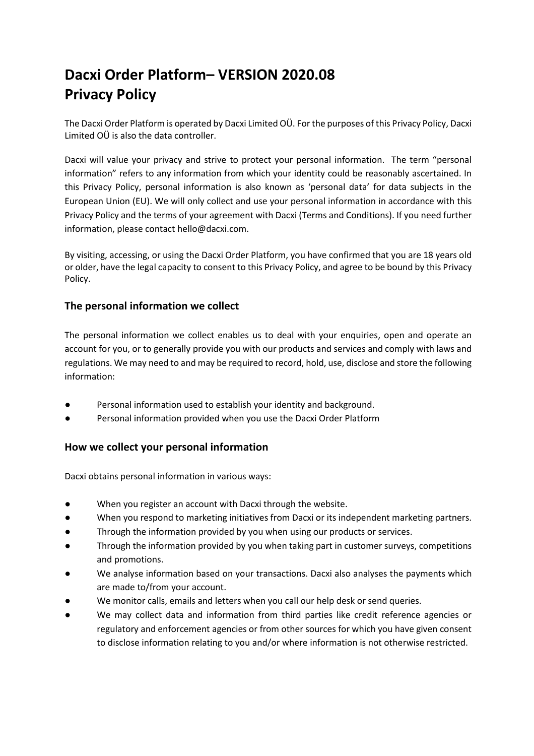# Dacxi Order Platform– VERSION 2020.08
# Privacy Policy

The Dacxi Order Platform is operated by Dacxi Limited OÜ. For the purposes of this Privacy Policy, Dacxi Limited OÜ is also the data controller.

Dacxi will value your privacy and strive to protect your personal information. The term "personal information" refers to any information from which your identity could be reasonably ascertained. In this Privacy Policy, personal information is also known as 'personal data' for data subjects in the European Union (EU). We will only collect and use your personal information in accordance with this Privacy Policy and the terms of your agreement with Dacxi (Terms and Conditions). If you need further information, please contact hello@dacxi.com.

By visiting, accessing, or using the Dacxi Order Platform, you have confirmed that you are 18 years old or older, have the legal capacity to consent to this Privacy Policy, and agree to be bound by this Privacy Policy.

## The personal information we collect

The personal information we collect enables us to deal with your enquiries, open and operate an account for you, or to generally provide you with our products and services and comply with laws and regulations. We may need to and may be required to record, hold, use, disclose and store the following information:

- Personal information used to establish your identity and background.
- Personal information provided when you use the Dacxi Order Platform

## How we collect your personal information

Dacxi obtains personal information in various ways:

- When you register an account with Dacxi through the website.
- When you respond to marketing initiatives from Dacxi or its independent marketing partners.
- Through the information provided by you when using our products or services.
- Through the information provided by you when taking part in customer surveys, competitions and promotions.
- We analyse information based on your transactions. Dacxi also analyses the payments which are made to/from your account.
- We monitor calls, emails and letters when you call our help desk or send queries.
- We may collect data and information from third parties like credit reference agencies or regulatory and enforcement agencies or from other sources for which you have given consent to disclose information relating to you and/or where information is not otherwise restricted.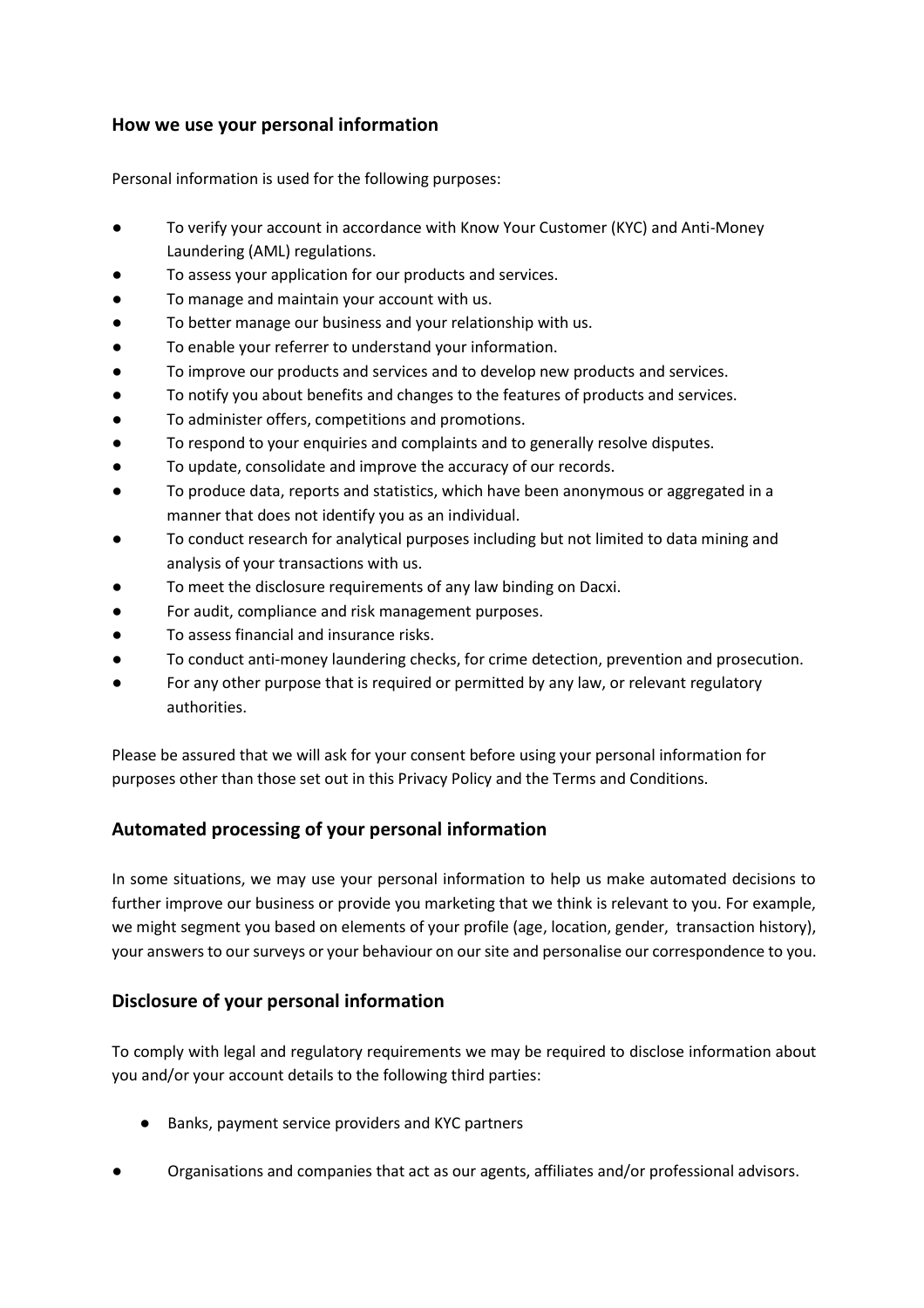## How we use your personal information

Personal information is used for the following purposes:

- To verify your account in accordance with Know Your Customer (KYC) and Anti-Money Laundering (AML) regulations.
- To assess your application for our products and services.
- To manage and maintain your account with us.
- To better manage our business and your relationship with us.
- To enable your referrer to understand your information.
- To improve our products and services and to develop new products and services.
- To notify you about benefits and changes to the features of products and services.
- To administer offers, competitions and promotions.
- To respond to your enquiries and complaints and to generally resolve disputes.
- To update, consolidate and improve the accuracy of our records.
- To produce data, reports and statistics, which have been anonymous or aggregated in a manner that does not identify you as an individual.
- To conduct research for analytical purposes including but not limited to data mining and analysis of your transactions with us.
- To meet the disclosure requirements of any law binding on Dacxi.
- For audit, compliance and risk management purposes.
- To assess financial and insurance risks.
- To conduct anti-money laundering checks, for crime detection, prevention and prosecution.
- For any other purpose that is required or permitted by any law, or relevant regulatory authorities.

Please be assured that we will ask for your consent before using your personal information for purposes other than those set out in this Privacy Policy and the Terms and Conditions.

## Automated processing of your personal information

In some situations, we may use your personal information to help us make automated decisions to further improve our business or provide you marketing that we think is relevant to you. For example, we might segment you based on elements of your profile (age, location, gender, transaction history), your answers to our surveys or your behaviour on our site and personalise our correspondence to you.

## Disclosure of your personal information

To comply with legal and regulatory requirements we may be required to disclose information about you and/or your account details to the following third parties:

- Banks, payment service providers and KYC partners
- Organisations and companies that act as our agents, affiliates and/or professional advisors.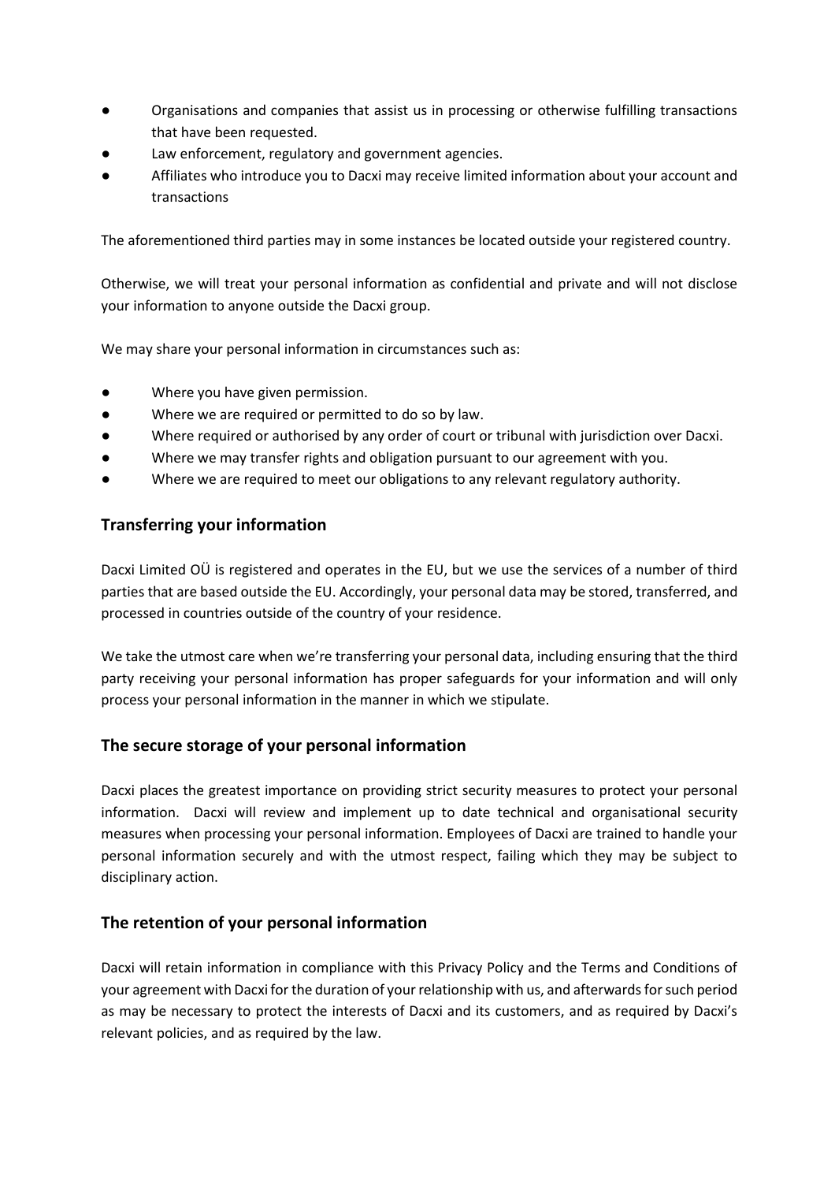- Organisations and companies that assist us in processing or otherwise fulfilling transactions that have been requested.
- Law enforcement, regulatory and government agencies.
- Affiliates who introduce you to Dacxi may receive limited information about your account and transactions

The aforementioned third parties may in some instances be located outside your registered country.

Otherwise, we will treat your personal information as confidential and private and will not disclose your information to anyone outside the Dacxi group.

We may share your personal information in circumstances such as:

- Where you have given permission.
- Where we are required or permitted to do so by law.
- Where required or authorised by any order of court or tribunal with jurisdiction over Dacxi.
- Where we may transfer rights and obligation pursuant to our agreement with you.
- Where we are required to meet our obligations to any relevant regulatory authority.

## Transferring your information

Dacxi Limited OÜ is registered and operates in the EU, but we use the services of a number of third parties that are based outside the EU. Accordingly, your personal data may be stored, transferred, and processed in countries outside of the country of your residence.

We take the utmost care when we're transferring your personal data, including ensuring that the third party receiving your personal information has proper safeguards for your information and will only process your personal information in the manner in which we stipulate.

## The secure storage of your personal information

Dacxi places the greatest importance on providing strict security measures to protect your personal information. Dacxi will review and implement up to date technical and organisational security measures when processing your personal information. Employees of Dacxi are trained to handle your personal information securely and with the utmost respect, failing which they may be subject to disciplinary action.

## The retention of your personal information

Dacxi will retain information in compliance with this Privacy Policy and the Terms and Conditions of your agreement with Dacxi for the duration of your relationship with us, and afterwards for such period as may be necessary to protect the interests of Dacxi and its customers, and as required by Dacxi's relevant policies, and as required by the law.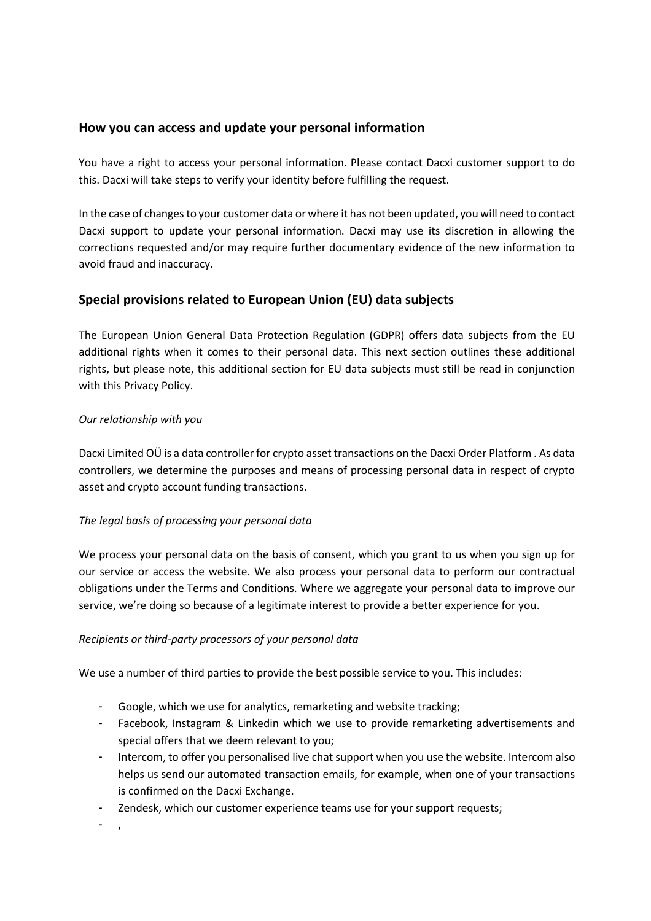## How you can access and update your personal information

You have a right to access your personal information. Please contact Dacxi customer support to do this. Dacxi will take steps to verify your identity before fulfilling the request.

In the case of changes to your customer data or where it has not been updated, you will need to contact Dacxi support to update your personal information. Dacxi may use its discretion in allowing the corrections requested and/or may require further documentary evidence of the new information to avoid fraud and inaccuracy.

## Special provisions related to European Union (EU) data subjects

The European Union General Data Protection Regulation (GDPR) offers data subjects from the EU additional rights when it comes to their personal data. This next section outlines these additional rights, but please note, this additional section for EU data subjects must still be read in conjunction with this Privacy Policy.

*Our relationship with you*

Dacxi Limited OÜ is a data controller for crypto asset transactions on the Dacxi Order Platform . As data controllers, we determine the purposes and means of processing personal data in respect of crypto asset and crypto account funding transactions.

*The legal basis of processing your personal data*

We process your personal data on the basis of consent, which you grant to us when you sign up for our service or access the website. We also process your personal data to perform our contractual obligations under the Terms and Conditions. Where we aggregate your personal data to improve our service, we're doing so because of a legitimate interest to provide a better experience for you.

*Recipients or third-party processors of your personal data*

We use a number of third parties to provide the best possible service to you. This includes:

- Google, which we use for analytics, remarketing and website tracking;
- Facebook, Instagram & Linkedin which we use to provide remarketing advertisements and special offers that we deem relevant to you;
- Intercom, to offer you personalised live chat support when you use the website. Intercom also helps us send our automated transaction emails, for example, when one of your transactions is confirmed on the Dacxi Exchange.
- Zendesk, which our customer experience teams use for your support requests;
- ,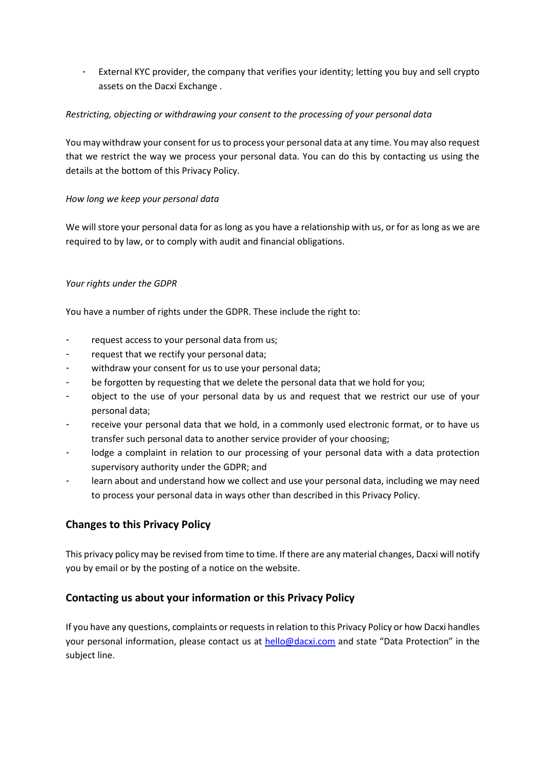- External KYC provider, the company that verifies your identity; letting you buy and sell crypto assets on the Dacxi Exchange .

*Restricting, objecting or withdrawing your consent to the processing of your personal data*

You may withdraw your consent for us to process your personal data at any time. You may also request that we restrict the way we process your personal data. You can do this by contacting us using the details at the bottom of this Privacy Policy.

*How long we keep your personal data*

We will store your personal data for as long as you have a relationship with us, or for as long as we are required to by law, or to comply with audit and financial obligations.

*Your rights under the GDPR*

You have a number of rights under the GDPR. These include the right to:

- request access to your personal data from us;
- request that we rectify your personal data;
- withdraw your consent for us to use your personal data;
- be forgotten by requesting that we delete the personal data that we hold for you;
- object to the use of your personal data by us and request that we restrict our use of your personal data;
- receive your personal data that we hold, in a commonly used electronic format, or to have us transfer such personal data to another service provider of your choosing;
- lodge a complaint in relation to our processing of your personal data with a data protection supervisory authority under the GDPR; and
- learn about and understand how we collect and use your personal data, including we may need to process your personal data in ways other than described in this Privacy Policy.

## Changes to this Privacy Policy

This privacy policy may be revised from time to time. If there are any material changes, Dacxi will notify you by email or by the posting of a notice on the website.

## Contacting us about your information or this Privacy Policy

If you have any questions, complaints or requests in relation to this Privacy Policy or how Dacxi handles your personal information, please contact us at hello@dacxi.com and state "Data Protection" in the subject line.